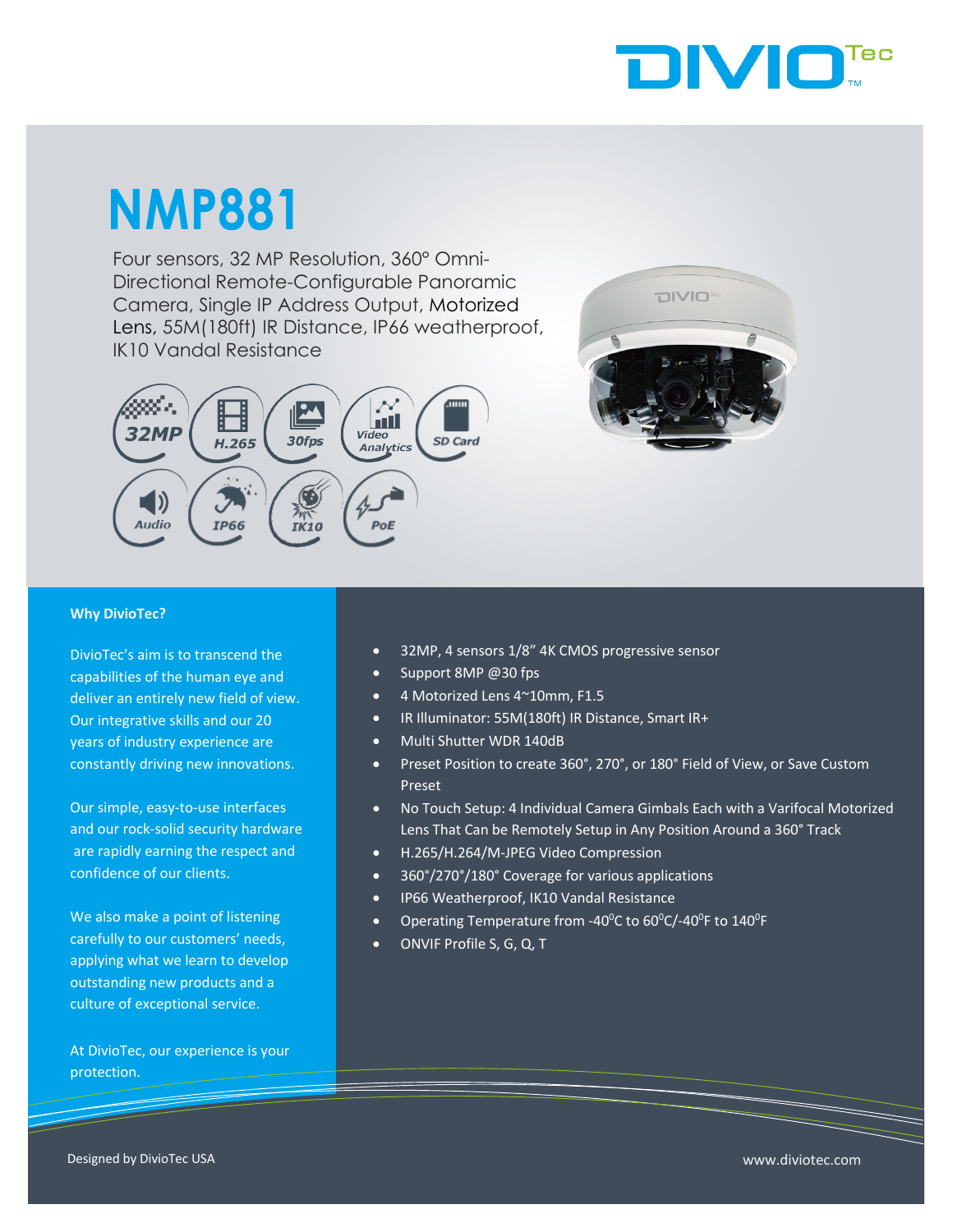# NMP881

Four sensors, 32 MP Resolution, 360° Omni-Directional Remote-Configurable Panoramic Camera, Single IP Address Output, Motorized Lens, 55M(180ft) IR Distance, IP66 weatherproof, IK10 Vandal Resistance

32MP | H.265 | 30fps | Video Analytics | SD Card | Audio | IP66 | IK10 | PoE

**Why DivioTec?**

DivioTec's aim is to transcend the capabilities of the human eye and deliver an entirely new field of view. Our integrative skills and our 20 years of industry experience are constantly driving new innovations.

Our simple, easy-to-use interfaces and our rock-solid security hardware are rapidly earning the respect and confidence of our clients.

We also make a point of listening carefully to our customers' needs, applying what we learn to develop outstanding new products and a culture of exceptional service.

At DivioTec, our experience is your protection.

- 32MP, 4 sensors 1/8" 4K CMOS progressive sensor
- Support 8MP @30 fps
- 4 Motorized Lens 4~10mm, F1.5
- IR Illuminator: 55M(180ft) IR Distance, Smart IR+
- Multi Shutter WDR 140dB
- Preset Position to create 360°, 270°, or 180° Field of View, or Save Custom Preset
- No Touch Setup: 4 Individual Camera Gimbals Each with a Varifocal Motorized Lens That Can be Remotely Setup in Any Position Around a 360° Track
- H.265/H.264/M-JPEG Video Compression
- 360°/270°/180° Coverage for various applications
- IP66 Weatherproof, IK10 Vandal Resistance
- Operating Temperature from -40$^0$C to 60$^0$C/-40$^0$F to 140$^0$F
- ONVIF Profile S, G, Q, T

Designed by DivioTec USA

www.diviotec.com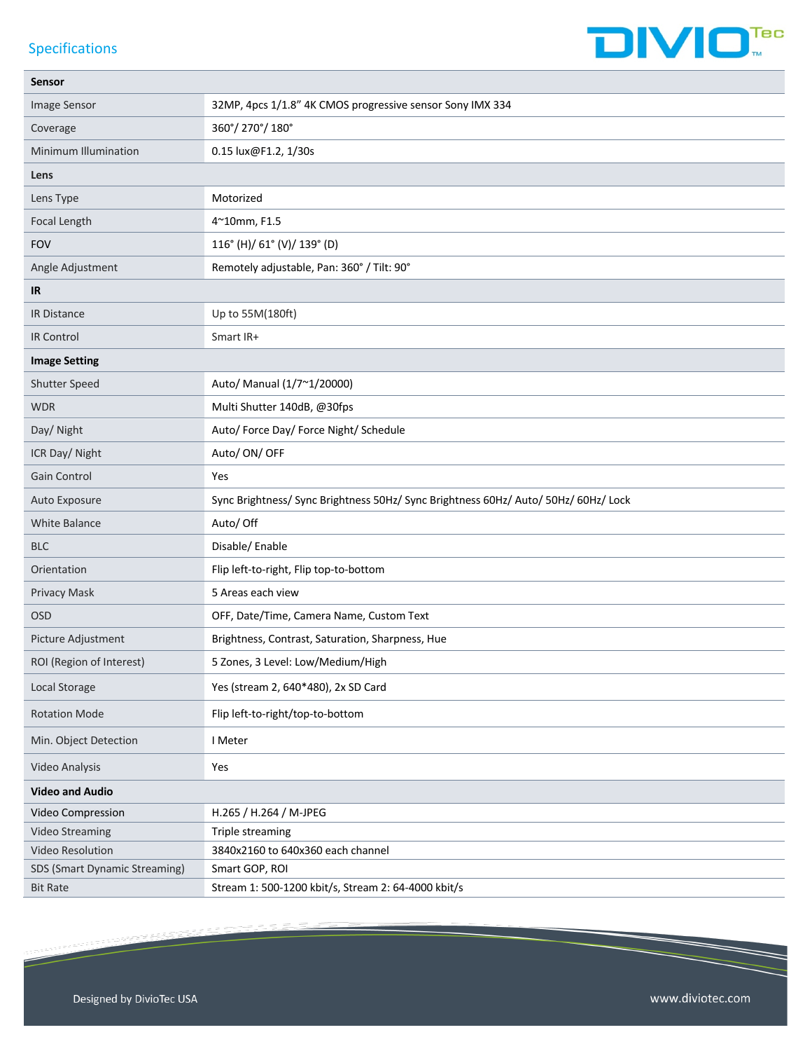## Specifications

| Sensor | |
|---|---|
| Image Sensor | 32MP, 4pcs 1/1.8" 4K CMOS progressive sensor Sony IMX 334 |
| Coverage | 360°/ 270°/ 180° |
| Minimum Illumination | 0.15 lux@F1.2, 1/30s |
| **Lens** | |
| Lens Type | Motorized |
| Focal Length | 4~10mm, F1.5 |
| FOV | 116° (H)/ 61° (V)/ 139° (D) |
| Angle Adjustment | Remotely adjustable, Pan: 360° / Tilt: 90° |
| **IR** | |
| IR Distance | Up to 55M(180ft) |
| IR Control | Smart IR+ |
| **Image Setting** | |
| Shutter Speed | Auto/ Manual (1/7~1/20000) |
| WDR | Multi Shutter 140dB, @30fps |
| Day/ Night | Auto/ Force Day/ Force Night/ Schedule |
| ICR Day/ Night | Auto/ ON/ OFF |
| Gain Control | Yes |
| Auto Exposure | Sync Brightness/ Sync Brightness 50Hz/ Sync Brightness 60Hz/ Auto/ 50Hz/ 60Hz/ Lock |
| White Balance | Auto/ Off |
| BLC | Disable/ Enable |
| Orientation | Flip left-to-right, Flip top-to-bottom |
| Privacy Mask | 5 Areas each view |
| OSD | OFF, Date/Time, Camera Name, Custom Text |
| Picture Adjustment | Brightness, Contrast, Saturation, Sharpness, Hue |
| ROI (Region of Interest) | 5 Zones, 3 Level: Low/Medium/High |
| Local Storage | Yes (stream 2, 640*480), 2x SD Card |
| Rotation Mode | Flip left-to-right/top-to-bottom |
| Min. Object Detection | I Meter |
| Video Analysis | Yes |
| **Video and Audio** | |
| Video Compression | H.265 / H.264 / M-JPEG |
| Video Streaming | Triple streaming |
| Video Resolution | 3840x2160 to 640x360 each channel |
| SDS (Smart Dynamic Streaming) | Smart GOP, ROI |
| Bit Rate | Stream 1: 500-1200 kbit/s, Stream 2: 64-4000 kbit/s |

Designed by DivioTec USA

www.diviotec.com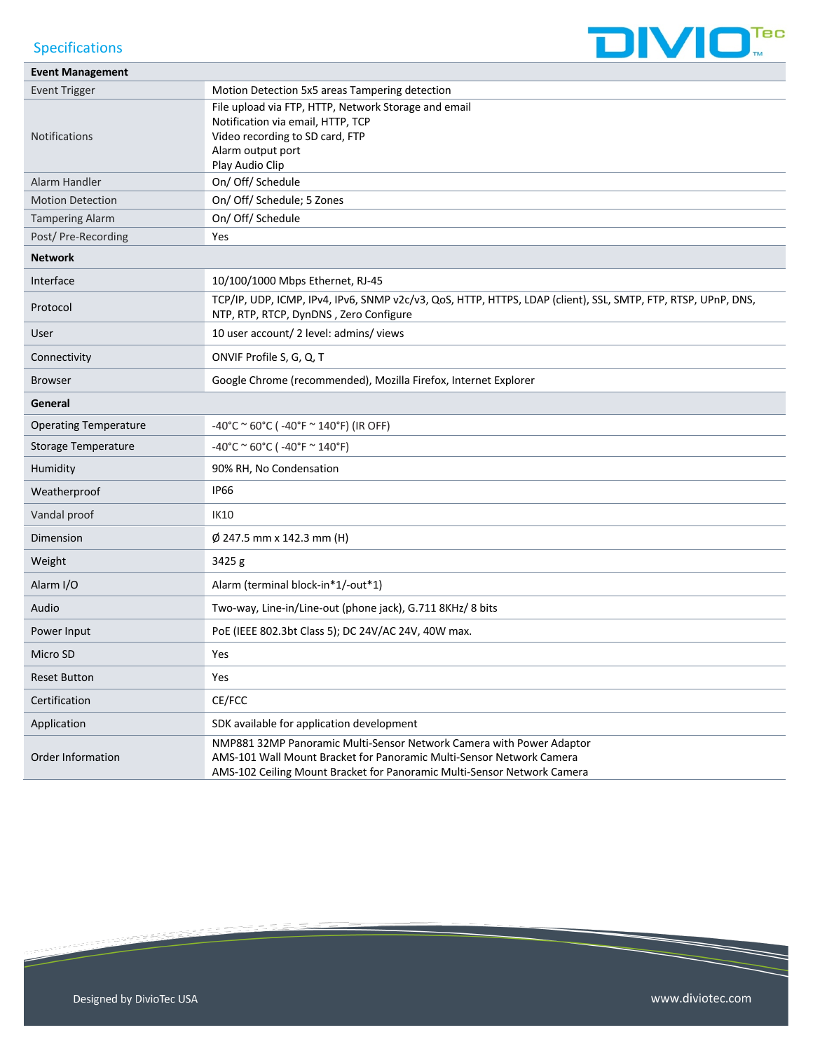## Specifications

| Event Management | |
|---|---|
| Event Trigger | Motion Detection 5x5 areas Tampering detection |
| Notifications | File upload via FTP, HTTP, Network Storage and email<br>Notification via email, HTTP, TCP<br>Video recording to SD card, FTP<br>Alarm output port<br>Play Audio Clip |
| Alarm Handler | On/ Off/ Schedule |
| Motion Detection | On/ Off/ Schedule; 5 Zones |
| Tampering Alarm | On/ Off/ Schedule |
| Post/ Pre-Recording | Yes |
| **Network** | |
| Interface | 10/100/1000 Mbps Ethernet, RJ-45 |
| Protocol | TCP/IP, UDP, ICMP, IPv4, IPv6, SNMP v2c/v3, QoS, HTTP, HTTPS, LDAP (client), SSL, SMTP, FTP, RTSP, UPnP, DNS, NTP, RTP, RTCP, DynDNS , Zero Configure |
| User | 10 user account/ 2 level: admins/ views |
| Connectivity | ONVIF Profile S, G, Q, T |
| Browser | Google Chrome (recommended), Mozilla Firefox, Internet Explorer |
| **General** | |
| Operating Temperature | -40°C ~ 60°C ( -40°F ~ 140°F) (IR OFF) |
| Storage Temperature | -40°C ~ 60°C ( -40°F ~ 140°F) |
| Humidity | 90% RH, No Condensation |
| Weatherproof | IP66 |
| Vandal proof | IK10 |
| Dimension | Ø 247.5 mm x 142.3 mm (H) |
| Weight | 3425 g |
| Alarm I/O | Alarm (terminal block-in*1/-out*1) |
| Audio | Two-way, Line-in/Line-out (phone jack), G.711 8KHz/ 8 bits |
| Power Input | PoE (IEEE 802.3bt Class 5); DC 24V/AC 24V, 40W max. |
| Micro SD | Yes |
| Reset Button | Yes |
| Certification | CE/FCC |
| Application | SDK available for application development |
| Order Information | NMP881 32MP Panoramic Multi-Sensor Network Camera with Power Adaptor<br>AMS-101 Wall Mount Bracket for Panoramic Multi-Sensor Network Camera<br>AMS-102 Ceiling Mount Bracket for Panoramic Multi-Sensor Network Camera |

Designed by DivioTec USA

www.diviotec.com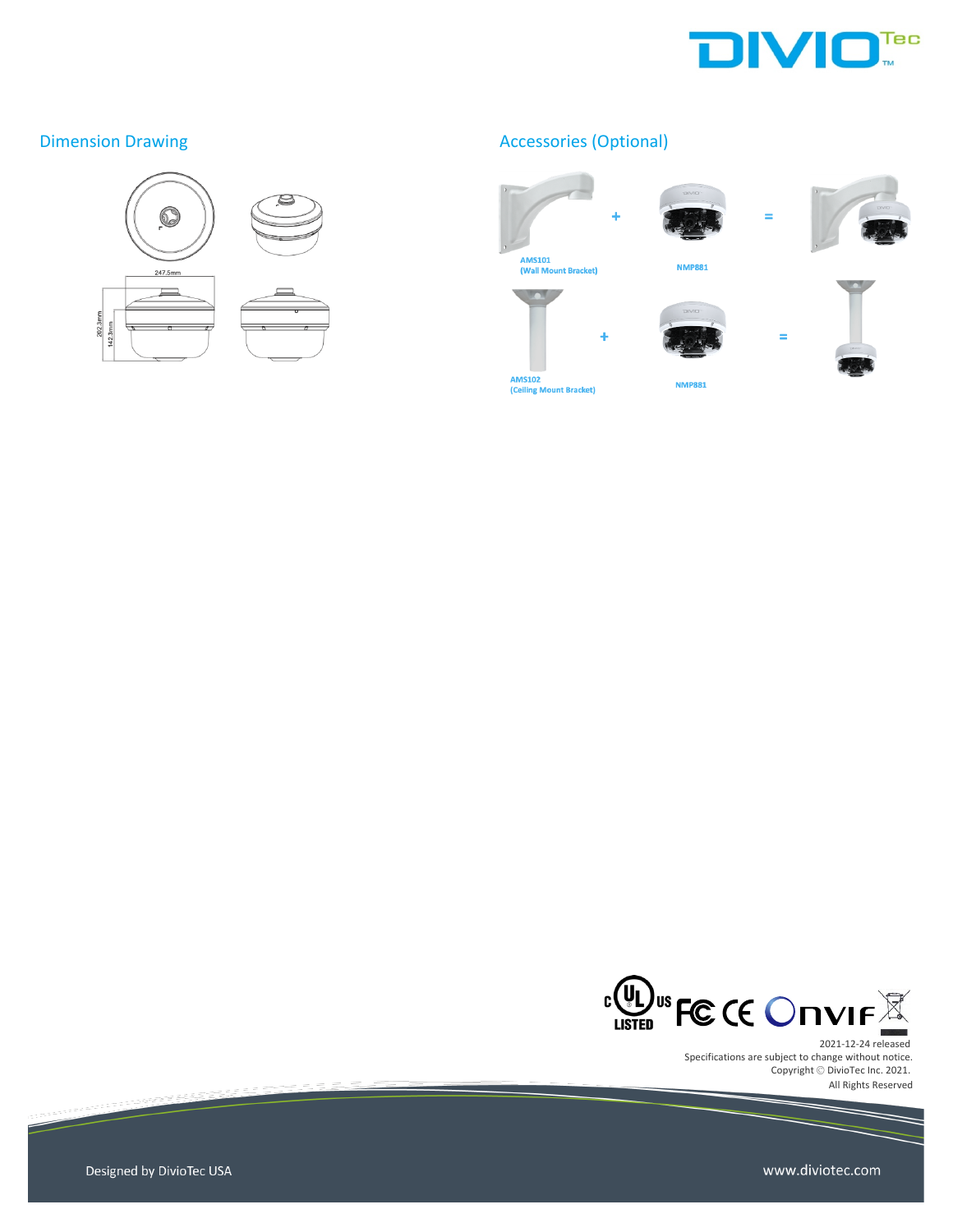## Dimension Drawing

247.5mm

202.3mm

142.3mm

## Accessories (Optional)

AMS101
(Wall Mount Bracket)

+

NMP881

=

AMS102
(Ceiling Mount Bracket)

+

NMP881

=

2021-12-24 released
Specifications are subject to change without notice.
Copyright © DivioTec Inc. 2021.
All Rights Reserved

Designed by DivioTec USA

www.diviotec.com